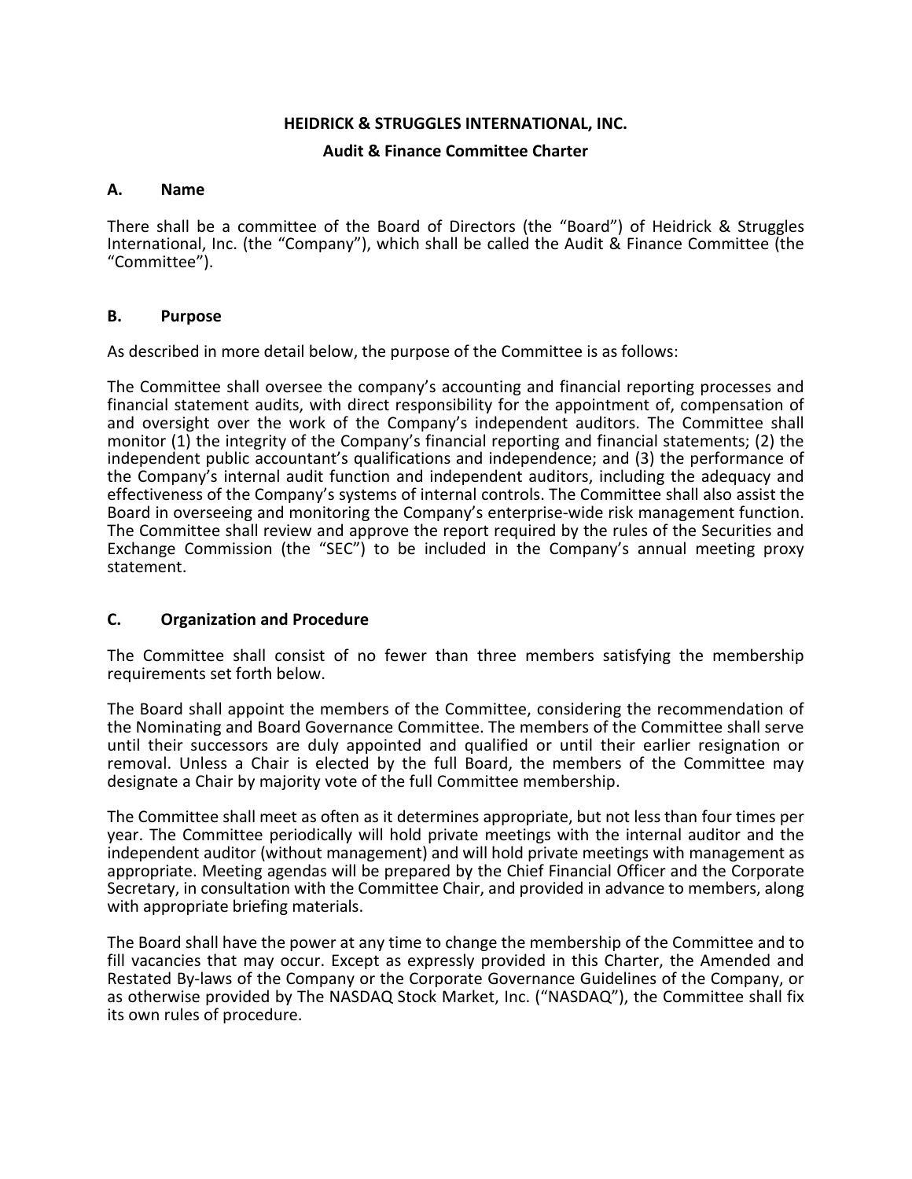# HEIDRICK & STRUGGLES INTERNATIONAL, INC.

## Audit & Finance Committee Charter

### A. Name

There shall be a committee of the Board of Directors (the "Board") of Heidrick & Struggles International, Inc. (the "Company"), which shall be called the Audit & Finance Committee (the "Committee").

### B. Purpose

As described in more detail below, the purpose of the Committee is as follows:

The Committee shall oversee the company's accounting and financial reporting processes and financial statement audits, with direct responsibility for the appointment of, compensation of and oversight over the work of the Company's independent auditors. The Committee shall monitor (1) the integrity of the Company's financial reporting and financial statements; (2) the independent public accountant's qualifications and independence; and (3) the performance of the Company's internal audit function and independent auditors, including the adequacy and effectiveness of the Company's systems of internal controls. The Committee shall also assist the Board in overseeing and monitoring the Company's enterprise-wide risk management function. The Committee shall review and approve the report required by the rules of the Securities and Exchange Commission (the "SEC") to be included in the Company's annual meeting proxy statement.

### C. Organization and Procedure

The Committee shall consist of no fewer than three members satisfying the membership requirements set forth below.

The Board shall appoint the members of the Committee, considering the recommendation of the Nominating and Board Governance Committee. The members of the Committee shall serve until their successors are duly appointed and qualified or until their earlier resignation or removal. Unless a Chair is elected by the full Board, the members of the Committee may designate a Chair by majority vote of the full Committee membership.

The Committee shall meet as often as it determines appropriate, but not less than four times per year. The Committee periodically will hold private meetings with the internal auditor and the independent auditor (without management) and will hold private meetings with management as appropriate. Meeting agendas will be prepared by the Chief Financial Officer and the Corporate Secretary, in consultation with the Committee Chair, and provided in advance to members, along with appropriate briefing materials.

The Board shall have the power at any time to change the membership of the Committee and to fill vacancies that may occur. Except as expressly provided in this Charter, the Amended and Restated By-laws of the Company or the Corporate Governance Guidelines of the Company, or as otherwise provided by The NASDAQ Stock Market, Inc. ("NASDAQ"), the Committee shall fix its own rules of procedure.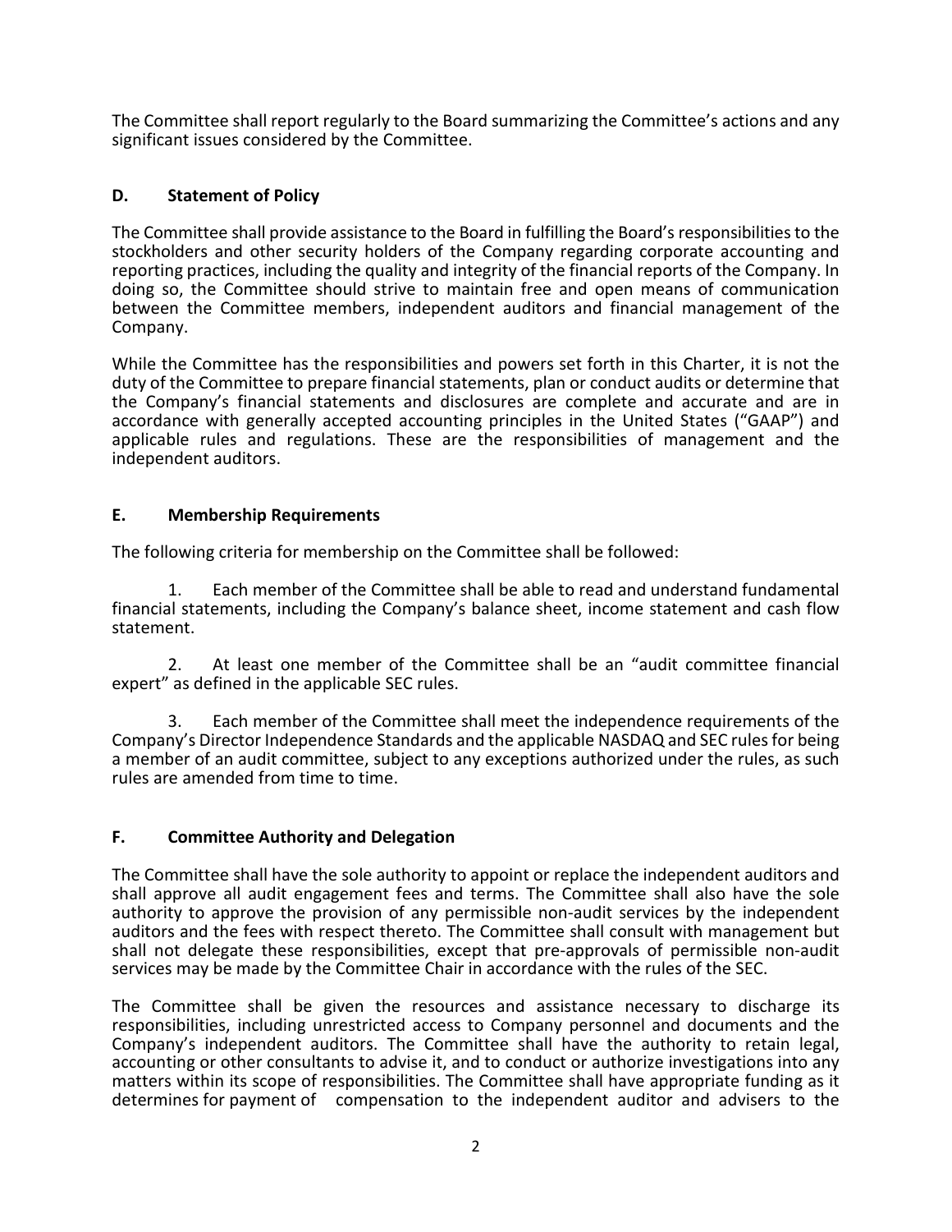The Committee shall report regularly to the Board summarizing the Committee's actions and any significant issues considered by the Committee.

## D. Statement of Policy

The Committee shall provide assistance to the Board in fulfilling the Board's responsibilities to the stockholders and other security holders of the Company regarding corporate accounting and reporting practices, including the quality and integrity of the financial reports of the Company. In doing so, the Committee should strive to maintain free and open means of communication between the Committee members, independent auditors and financial management of the Company.

While the Committee has the responsibilities and powers set forth in this Charter, it is not the duty of the Committee to prepare financial statements, plan or conduct audits or determine that the Company's financial statements and disclosures are complete and accurate and are in accordance with generally accepted accounting principles in the United States ("GAAP") and applicable rules and regulations. These are the responsibilities of management and the independent auditors.

## E. Membership Requirements

The following criteria for membership on the Committee shall be followed:

1. Each member of the Committee shall be able to read and understand fundamental financial statements, including the Company's balance sheet, income statement and cash flow statement.

2. At least one member of the Committee shall be an "audit committee financial expert" as defined in the applicable SEC rules.

3. Each member of the Committee shall meet the independence requirements of the Company's Director Independence Standards and the applicable NASDAQ and SEC rules for being a member of an audit committee, subject to any exceptions authorized under the rules, as such rules are amended from time to time.

## F. Committee Authority and Delegation

The Committee shall have the sole authority to appoint or replace the independent auditors and shall approve all audit engagement fees and terms. The Committee shall also have the sole authority to approve the provision of any permissible non-audit services by the independent auditors and the fees with respect thereto. The Committee shall consult with management but shall not delegate these responsibilities, except that pre-approvals of permissible non-audit services may be made by the Committee Chair in accordance with the rules of the SEC.

The Committee shall be given the resources and assistance necessary to discharge its responsibilities, including unrestricted access to Company personnel and documents and the Company's independent auditors. The Committee shall have the authority to retain legal, accounting or other consultants to advise it, and to conduct or authorize investigations into any matters within its scope of responsibilities. The Committee shall have appropriate funding as it determines for payment of compensation to the independent auditor and advisers to the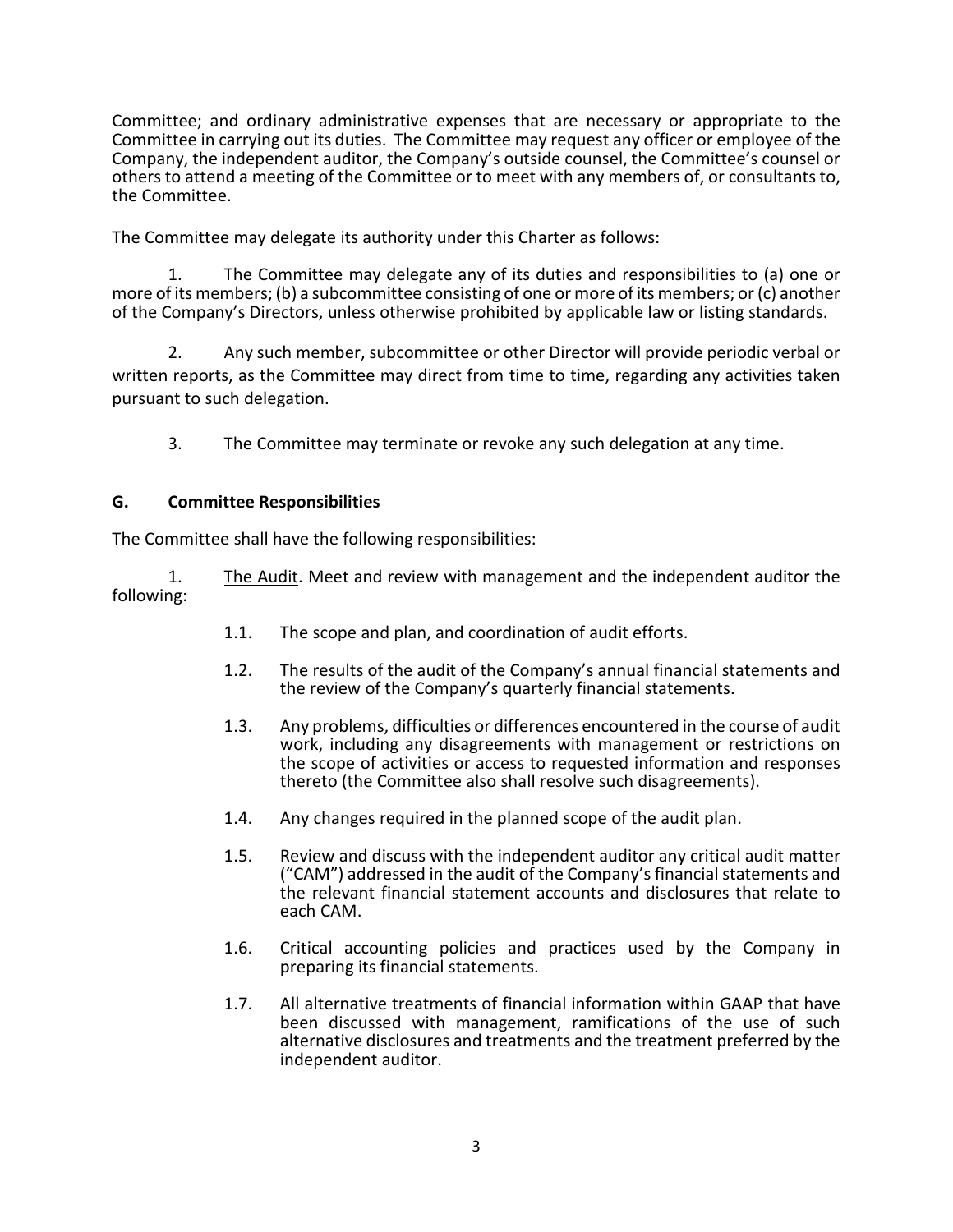Committee; and ordinary administrative expenses that are necessary or appropriate to the Committee in carrying out its duties. The Committee may request any officer or employee of the Company, the independent auditor, the Company's outside counsel, the Committee's counsel or others to attend a meeting of the Committee or to meet with any members of, or consultants to, the Committee.

The Committee may delegate its authority under this Charter as follows:

1. The Committee may delegate any of its duties and responsibilities to (a) one or more of its members; (b) a subcommittee consisting of one or more of its members; or (c) another of the Company's Directors, unless otherwise prohibited by applicable law or listing standards.

2. Any such member, subcommittee or other Director will provide periodic verbal or written reports, as the Committee may direct from time to time, regarding any activities taken pursuant to such delegation.

3. The Committee may terminate or revoke any such delegation at any time.

## G. Committee Responsibilities

The Committee shall have the following responsibilities:

1. The Audit. Meet and review with management and the independent auditor the following:

   1.1. The scope and plan, and coordination of audit efforts.

   1.2. The results of the audit of the Company's annual financial statements and the review of the Company's quarterly financial statements.

   1.3. Any problems, difficulties or differences encountered in the course of audit work, including any disagreements with management or restrictions on the scope of activities or access to requested information and responses thereto (the Committee also shall resolve such disagreements).

   1.4. Any changes required in the planned scope of the audit plan.

   1.5. Review and discuss with the independent auditor any critical audit matter ("CAM") addressed in the audit of the Company's financial statements and the relevant financial statement accounts and disclosures that relate to each CAM.

   1.6. Critical accounting policies and practices used by the Company in preparing its financial statements.

   1.7. All alternative treatments of financial information within GAAP that have been discussed with management, ramifications of the use of such alternative disclosures and treatments and the treatment preferred by the independent auditor.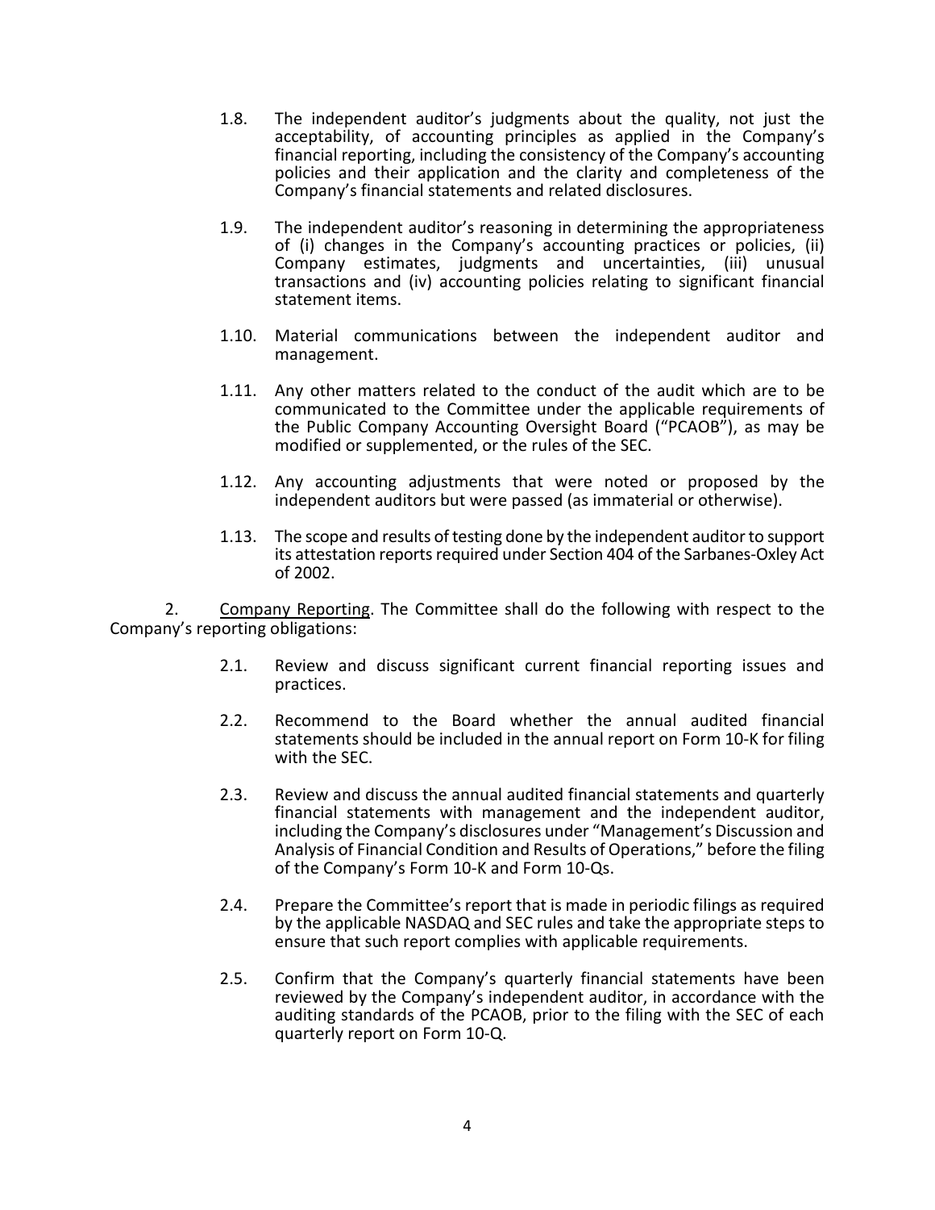1.8. The independent auditor's judgments about the quality, not just the acceptability, of accounting principles as applied in the Company's financial reporting, including the consistency of the Company's accounting policies and their application and the clarity and completeness of the Company's financial statements and related disclosures.

1.9. The independent auditor's reasoning in determining the appropriateness of (i) changes in the Company's accounting practices or policies, (ii) Company estimates, judgments and uncertainties, (iii) unusual transactions and (iv) accounting policies relating to significant financial statement items.

1.10. Material communications between the independent auditor and management.

1.11. Any other matters related to the conduct of the audit which are to be communicated to the Committee under the applicable requirements of the Public Company Accounting Oversight Board ("PCAOB"), as may be modified or supplemented, or the rules of the SEC.

1.12. Any accounting adjustments that were noted or proposed by the independent auditors but were passed (as immaterial or otherwise).

1.13. The scope and results of testing done by the independent auditor to support its attestation reports required under Section 404 of the Sarbanes-Oxley Act of 2002.

2. Company Reporting. The Committee shall do the following with respect to the Company's reporting obligations:

2.1. Review and discuss significant current financial reporting issues and practices.

2.2. Recommend to the Board whether the annual audited financial statements should be included in the annual report on Form 10-K for filing with the SEC.

2.3. Review and discuss the annual audited financial statements and quarterly financial statements with management and the independent auditor, including the Company's disclosures under "Management's Discussion and Analysis of Financial Condition and Results of Operations," before the filing of the Company's Form 10-K and Form 10-Qs.

2.4. Prepare the Committee's report that is made in periodic filings as required by the applicable NASDAQ and SEC rules and take the appropriate steps to ensure that such report complies with applicable requirements.

2.5. Confirm that the Company's quarterly financial statements have been reviewed by the Company's independent auditor, in accordance with the auditing standards of the PCAOB, prior to the filing with the SEC of each quarterly report on Form 10-Q.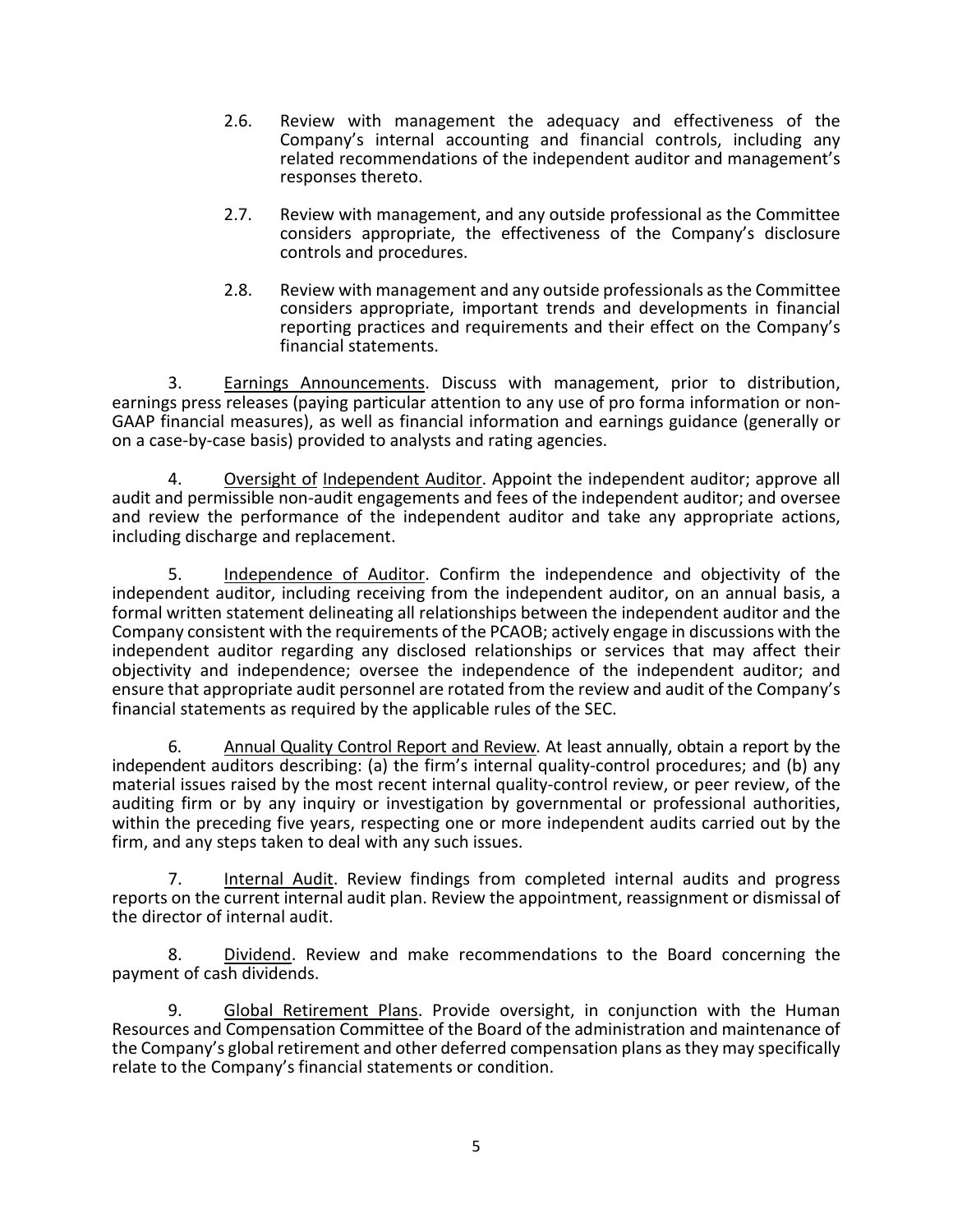2.6. Review with management the adequacy and effectiveness of the Company's internal accounting and financial controls, including any related recommendations of the independent auditor and management's responses thereto.

2.7. Review with management, and any outside professional as the Committee considers appropriate, the effectiveness of the Company's disclosure controls and procedures.

2.8. Review with management and any outside professionals as the Committee considers appropriate, important trends and developments in financial reporting practices and requirements and their effect on the Company's financial statements.

3. Earnings Announcements. Discuss with management, prior to distribution, earnings press releases (paying particular attention to any use of pro forma information or non-GAAP financial measures), as well as financial information and earnings guidance (generally or on a case-by-case basis) provided to analysts and rating agencies.

4. Oversight of Independent Auditor. Appoint the independent auditor; approve all audit and permissible non-audit engagements and fees of the independent auditor; and oversee and review the performance of the independent auditor and take any appropriate actions, including discharge and replacement.

5. Independence of Auditor. Confirm the independence and objectivity of the independent auditor, including receiving from the independent auditor, on an annual basis, a formal written statement delineating all relationships between the independent auditor and the Company consistent with the requirements of the PCAOB; actively engage in discussions with the independent auditor regarding any disclosed relationships or services that may affect their objectivity and independence; oversee the independence of the independent auditor; and ensure that appropriate audit personnel are rotated from the review and audit of the Company's financial statements as required by the applicable rules of the SEC.

6. Annual Quality Control Report and Review. At least annually, obtain a report by the independent auditors describing: (a) the firm's internal quality-control procedures; and (b) any material issues raised by the most recent internal quality-control review, or peer review, of the auditing firm or by any inquiry or investigation by governmental or professional authorities, within the preceding five years, respecting one or more independent audits carried out by the firm, and any steps taken to deal with any such issues.

7. Internal Audit. Review findings from completed internal audits and progress reports on the current internal audit plan. Review the appointment, reassignment or dismissal of the director of internal audit.

8. Dividend. Review and make recommendations to the Board concerning the payment of cash dividends.

9. Global Retirement Plans. Provide oversight, in conjunction with the Human Resources and Compensation Committee of the Board of the administration and maintenance of the Company's global retirement and other deferred compensation plans as they may specifically relate to the Company's financial statements or condition.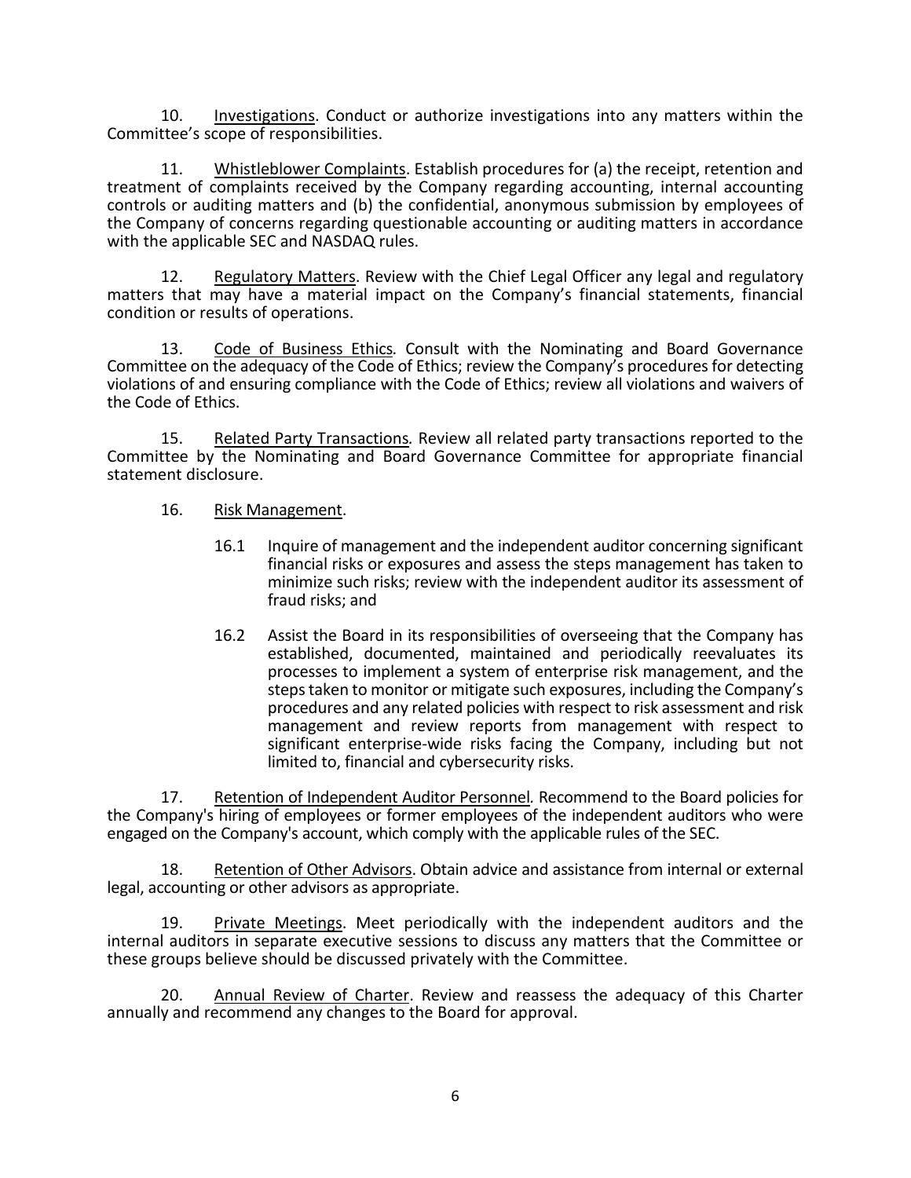10. Investigations. Conduct or authorize investigations into any matters within the Committee's scope of responsibilities.

11. Whistleblower Complaints. Establish procedures for (a) the receipt, retention and treatment of complaints received by the Company regarding accounting, internal accounting controls or auditing matters and (b) the confidential, anonymous submission by employees of the Company of concerns regarding questionable accounting or auditing matters in accordance with the applicable SEC and NASDAQ rules.

12. Regulatory Matters. Review with the Chief Legal Officer any legal and regulatory matters that may have a material impact on the Company's financial statements, financial condition or results of operations.

13. Code of Business Ethics*.* Consult with the Nominating and Board Governance Committee on the adequacy of the Code of Ethics; review the Company's procedures for detecting violations of and ensuring compliance with the Code of Ethics; review all violations and waivers of the Code of Ethics.

15. Related Party Transactions*.* Review all related party transactions reported to the Committee by the Nominating and Board Governance Committee for appropriate financial statement disclosure.

16. Risk Management.

    16.1 Inquire of management and the independent auditor concerning significant financial risks or exposures and assess the steps management has taken to minimize such risks; review with the independent auditor its assessment of fraud risks; and

    16.2 Assist the Board in its responsibilities of overseeing that the Company has established, documented, maintained and periodically reevaluates its processes to implement a system of enterprise risk management, and the steps taken to monitor or mitigate such exposures, including the Company's procedures and any related policies with respect to risk assessment and risk management and review reports from management with respect to significant enterprise-wide risks facing the Company, including but not limited to, financial and cybersecurity risks.

17. Retention of Independent Auditor Personnel*.* Recommend to the Board policies for the Company's hiring of employees or former employees of the independent auditors who were engaged on the Company's account, which comply with the applicable rules of the SEC.

18. Retention of Other Advisors. Obtain advice and assistance from internal or external legal, accounting or other advisors as appropriate.

19. Private Meetings. Meet periodically with the independent auditors and the internal auditors in separate executive sessions to discuss any matters that the Committee or these groups believe should be discussed privately with the Committee.

20. Annual Review of Charter. Review and reassess the adequacy of this Charter annually and recommend any changes to the Board for approval.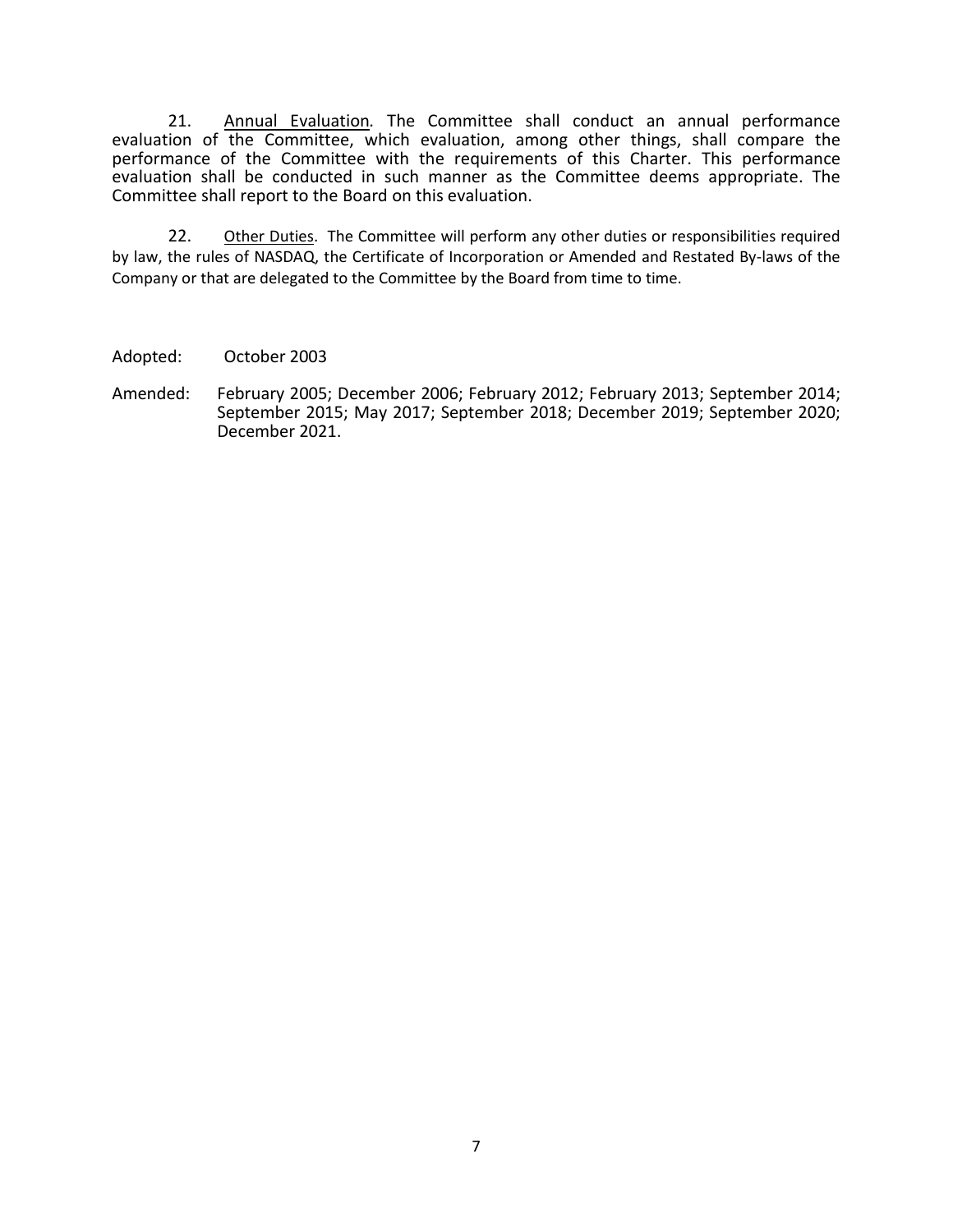21. Annual Evaluation. The Committee shall conduct an annual performance evaluation of the Committee, which evaluation, among other things, shall compare the performance of the Committee with the requirements of this Charter. This performance evaluation shall be conducted in such manner as the Committee deems appropriate. The Committee shall report to the Board on this evaluation.

22. Other Duties. The Committee will perform any other duties or responsibilities required by law, the rules of NASDAQ, the Certificate of Incorporation or Amended and Restated By-laws of the Company or that are delegated to the Committee by the Board from time to time.

Adopted: October 2003

Amended: February 2005; December 2006; February 2012; February 2013; September 2014; September 2015; May 2017; September 2018; December 2019; September 2020; December 2021.